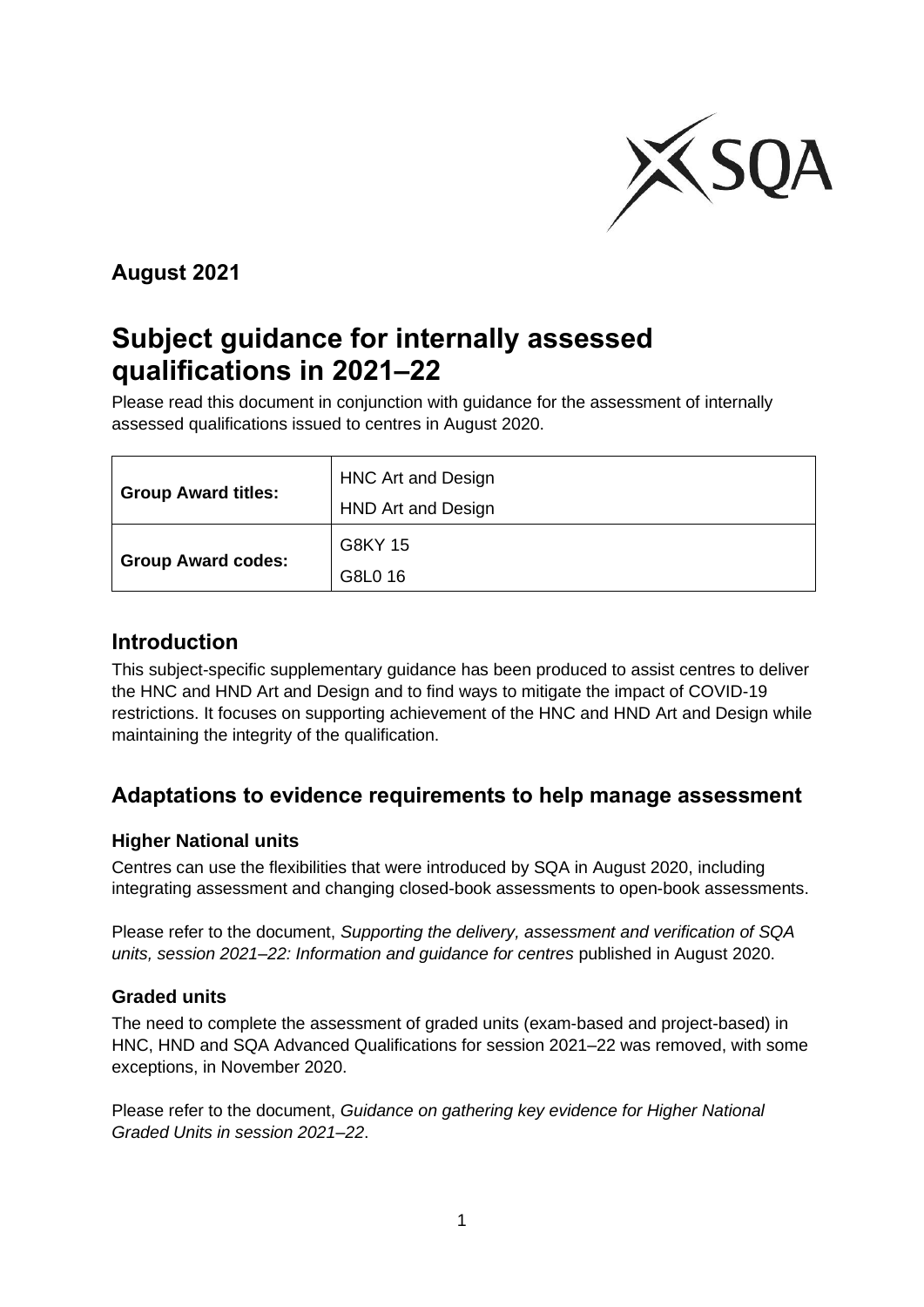**August 2021**

# Subject guidance for internally assessed qualifications in 2021–22

Please read this document in conjunction with guidance for the assessment of internally assessed qualifications issued to centres in August 2020.

| **Group Award titles:** | HNC Art and Design<br>HND Art and Design |
|---|---|
| **Group Award codes:** | G8KY 15<br>G8L0 16 |

## Introduction

This subject-specific supplementary guidance has been produced to assist centres to deliver the HNC and HND Art and Design and to find ways to mitigate the impact of COVID-19 restrictions. It focuses on supporting achievement of the HNC and HND Art and Design while maintaining the integrity of the qualification.

## Adaptations to evidence requirements to help manage assessment

### Higher National units

Centres can use the flexibilities that were introduced by SQA in August 2020, including integrating assessment and changing closed-book assessments to open-book assessments.

Please refer to the document, *Supporting the delivery, assessment and verification of SQA units, session 2021–22: Information and guidance for centres* published in August 2020.

### Graded units

The need to complete the assessment of graded units (exam-based and project-based) in HNC, HND and SQA Advanced Qualifications for session 2021–22 was removed, with some exceptions, in November 2020.

Please refer to the document, *Guidance on gathering key evidence for Higher National Graded Units in session 2021–22*.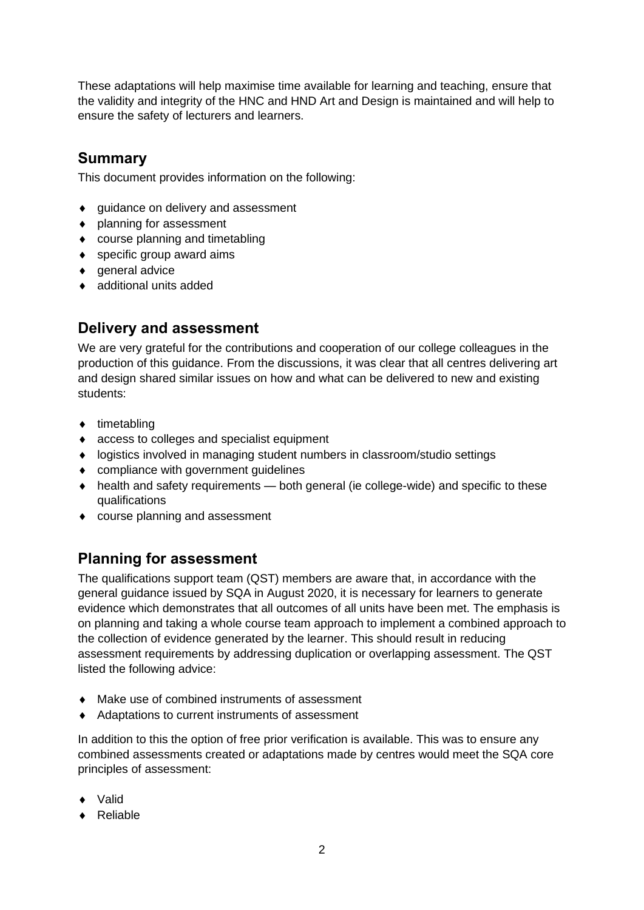These adaptations will help maximise time available for learning and teaching, ensure that the validity and integrity of the HNC and HND Art and Design is maintained and will help to ensure the safety of lecturers and learners.

## Summary

This document provides information on the following:

- guidance on delivery and assessment
- planning for assessment
- course planning and timetabling
- specific group award aims
- general advice
- additional units added

## Delivery and assessment

We are very grateful for the contributions and cooperation of our college colleagues in the production of this guidance. From the discussions, it was clear that all centres delivering art and design shared similar issues on how and what can be delivered to new and existing students:

- timetabling
- access to colleges and specialist equipment
- logistics involved in managing student numbers in classroom/studio settings
- compliance with government guidelines
- health and safety requirements — both general (ie college-wide) and specific to these qualifications
- course planning and assessment

## Planning for assessment

The qualifications support team (QST) members are aware that, in accordance with the general guidance issued by SQA in August 2020, it is necessary for learners to generate evidence which demonstrates that all outcomes of all units have been met. The emphasis is on planning and taking a whole course team approach to implement a combined approach to the collection of evidence generated by the learner. This should result in reducing assessment requirements by addressing duplication or overlapping assessment. The QST listed the following advice:

- Make use of combined instruments of assessment
- Adaptations to current instruments of assessment

In addition to this the option of free prior verification is available. This was to ensure any combined assessments created or adaptations made by centres would meet the SQA core principles of assessment:

- Valid
- Reliable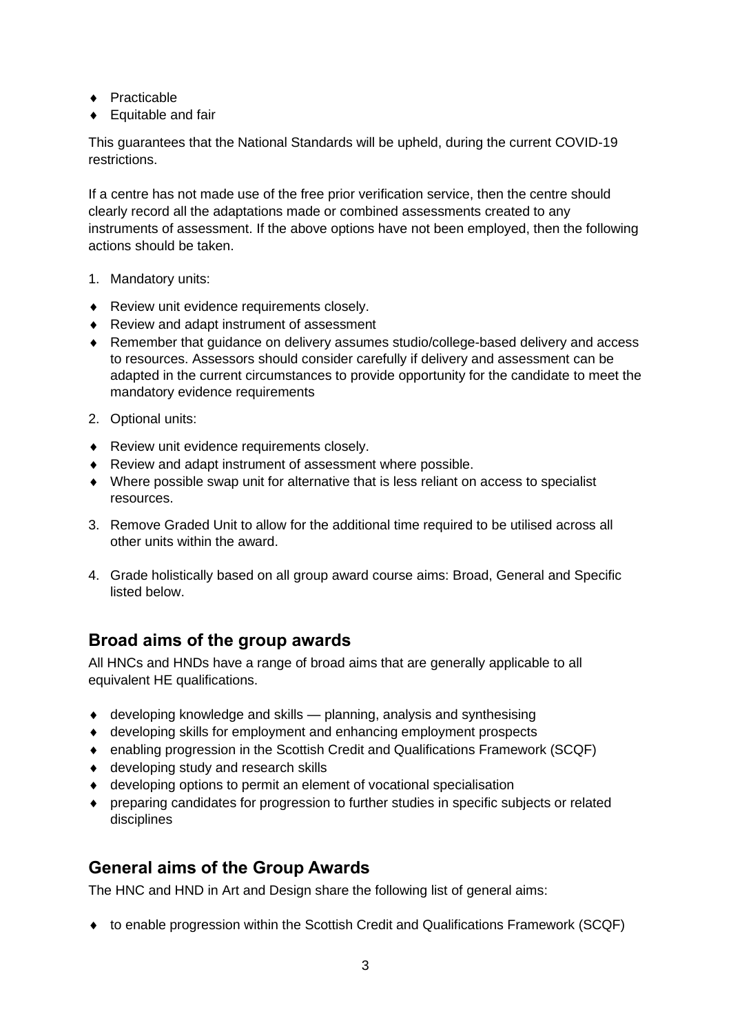- Practicable
- Equitable and fair

This guarantees that the National Standards will be upheld, during the current COVID-19 restrictions.

If a centre has not made use of the free prior verification service, then the centre should clearly record all the adaptations made or combined assessments created to any instruments of assessment. If the above options have not been employed, then the following actions should be taken.

1. Mandatory units:

- Review unit evidence requirements closely.
- Review and adapt instrument of assessment
- Remember that guidance on delivery assumes studio/college-based delivery and access to resources. Assessors should consider carefully if delivery and assessment can be adapted in the current circumstances to provide opportunity for the candidate to meet the mandatory evidence requirements

2. Optional units:

- Review unit evidence requirements closely.
- Review and adapt instrument of assessment where possible.
- Where possible swap unit for alternative that is less reliant on access to specialist resources.

3. Remove Graded Unit to allow for the additional time required to be utilised across all other units within the award.

4. Grade holistically based on all group award course aims: Broad, General and Specific listed below.

## Broad aims of the group awards

All HNCs and HNDs have a range of broad aims that are generally applicable to all equivalent HE qualifications.

- developing knowledge and skills — planning, analysis and synthesising
- developing skills for employment and enhancing employment prospects
- enabling progression in the Scottish Credit and Qualifications Framework (SCQF)
- developing study and research skills
- developing options to permit an element of vocational specialisation
- preparing candidates for progression to further studies in specific subjects or related disciplines

## General aims of the Group Awards

The HNC and HND in Art and Design share the following list of general aims:

- to enable progression within the Scottish Credit and Qualifications Framework (SCQF)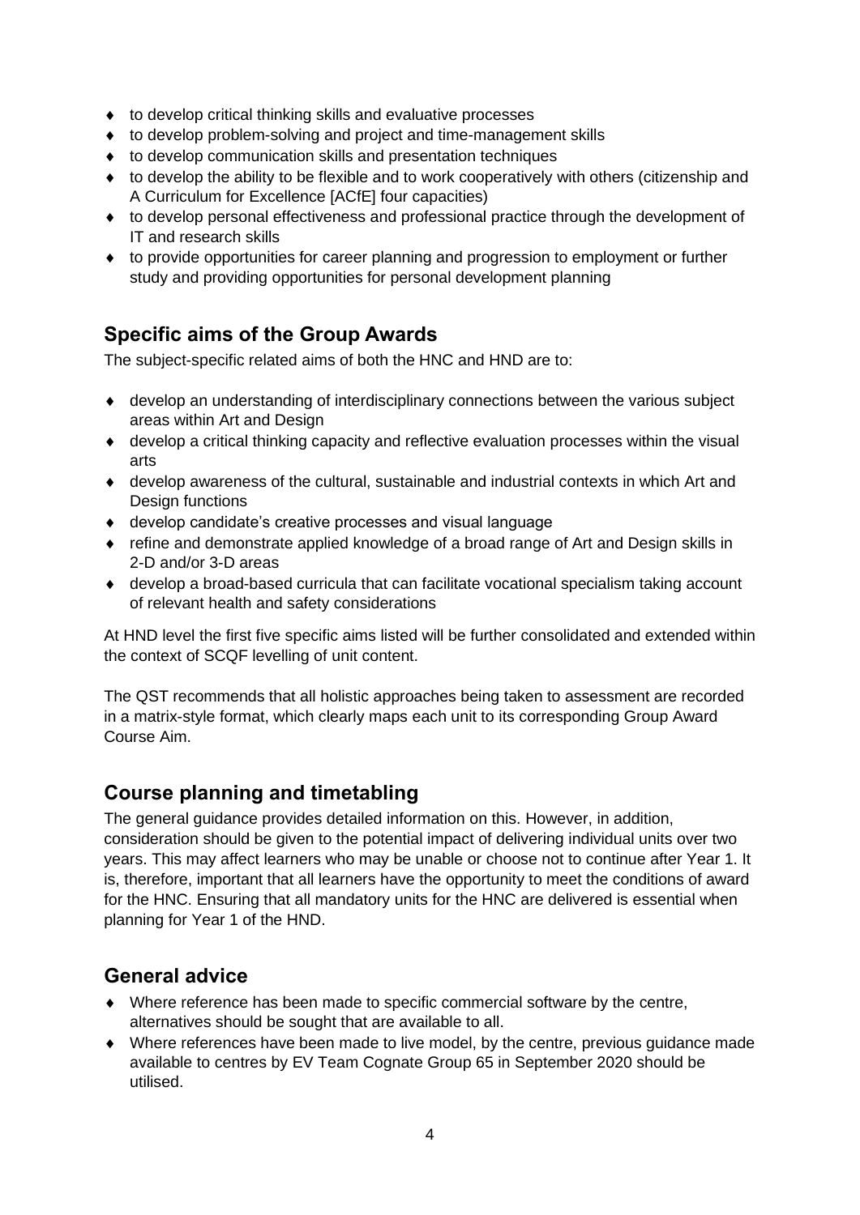- to develop critical thinking skills and evaluative processes
- to develop problem-solving and project and time-management skills
- to develop communication skills and presentation techniques
- to develop the ability to be flexible and to work cooperatively with others (citizenship and A Curriculum for Excellence [ACfE] four capacities)
- to develop personal effectiveness and professional practice through the development of IT and research skills
- to provide opportunities for career planning and progression to employment or further study and providing opportunities for personal development planning

## Specific aims of the Group Awards

The subject-specific related aims of both the HNC and HND are to:

- develop an understanding of interdisciplinary connections between the various subject areas within Art and Design
- develop a critical thinking capacity and reflective evaluation processes within the visual arts
- develop awareness of the cultural, sustainable and industrial contexts in which Art and Design functions
- develop candidate's creative processes and visual language
- refine and demonstrate applied knowledge of a broad range of Art and Design skills in 2-D and/or 3-D areas
- develop a broad-based curricula that can facilitate vocational specialism taking account of relevant health and safety considerations

At HND level the first five specific aims listed will be further consolidated and extended within the context of SCQF levelling of unit content.

The QST recommends that all holistic approaches being taken to assessment are recorded in a matrix-style format, which clearly maps each unit to its corresponding Group Award Course Aim.

## Course planning and timetabling

The general guidance provides detailed information on this. However, in addition, consideration should be given to the potential impact of delivering individual units over two years. This may affect learners who may be unable or choose not to continue after Year 1. It is, therefore, important that all learners have the opportunity to meet the conditions of award for the HNC. Ensuring that all mandatory units for the HNC are delivered is essential when planning for Year 1 of the HND.

## General advice

- Where reference has been made to specific commercial software by the centre, alternatives should be sought that are available to all.
- Where references have been made to live model, by the centre, previous guidance made available to centres by EV Team Cognate Group 65 in September 2020 should be utilised.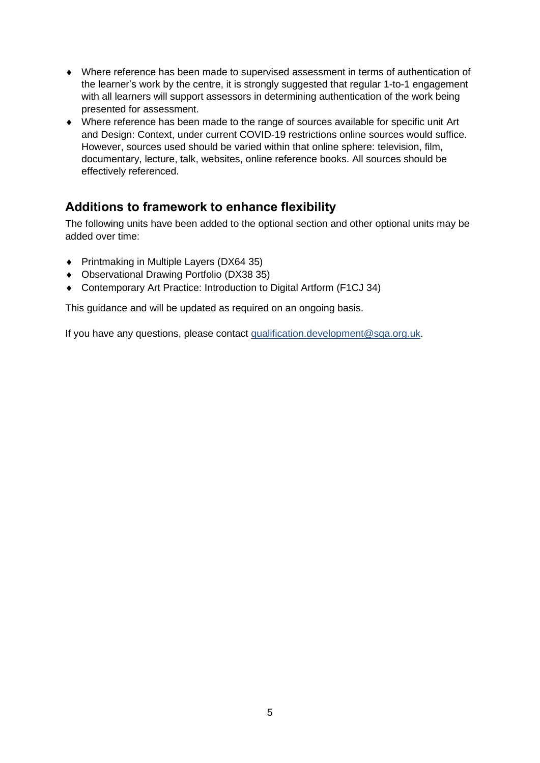- Where reference has been made to supervised assessment in terms of authentication of the learner's work by the centre, it is strongly suggested that regular 1-to-1 engagement with all learners will support assessors in determining authentication of the work being presented for assessment.
- Where reference has been made to the range of sources available for specific unit Art and Design: Context, under current COVID-19 restrictions online sources would suffice. However, sources used should be varied within that online sphere: television, film, documentary, lecture, talk, websites, online reference books. All sources should be effectively referenced.

## Additions to framework to enhance flexibility

The following units have been added to the optional section and other optional units may be added over time:

- Printmaking in Multiple Layers (DX64 35)
- Observational Drawing Portfolio (DX38 35)
- Contemporary Art Practice: Introduction to Digital Artform (F1CJ 34)

This guidance and will be updated as required on an ongoing basis.

If you have any questions, please contact qualification.development@sqa.org.uk.